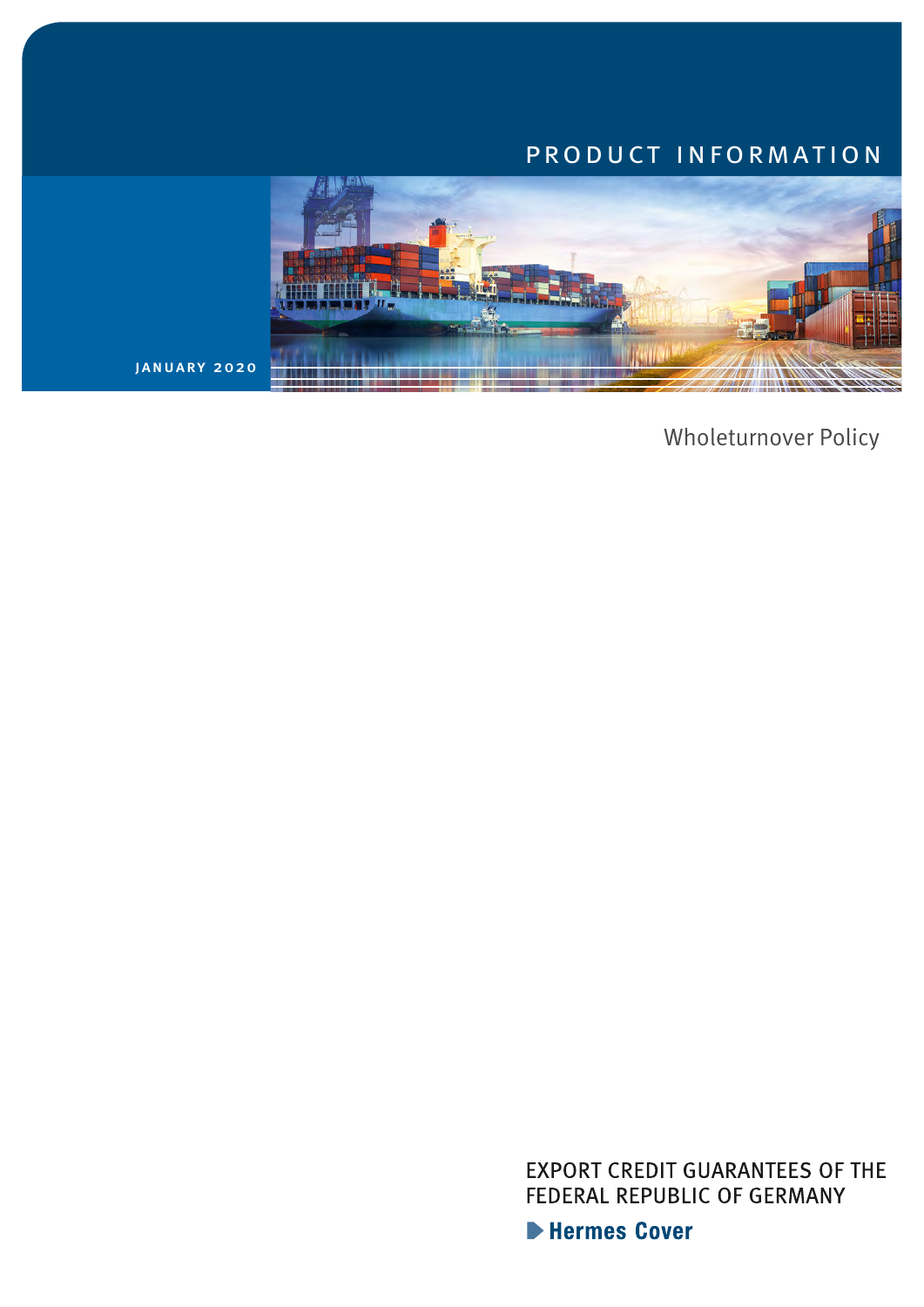PRODUCT INFORMATION

JANUARY 2020

# Wholeturnover Policy

EXPORT CREDIT GUARANTEES OF THE FEDERAL REPUBLIC OF GERMANY

Hermes Cover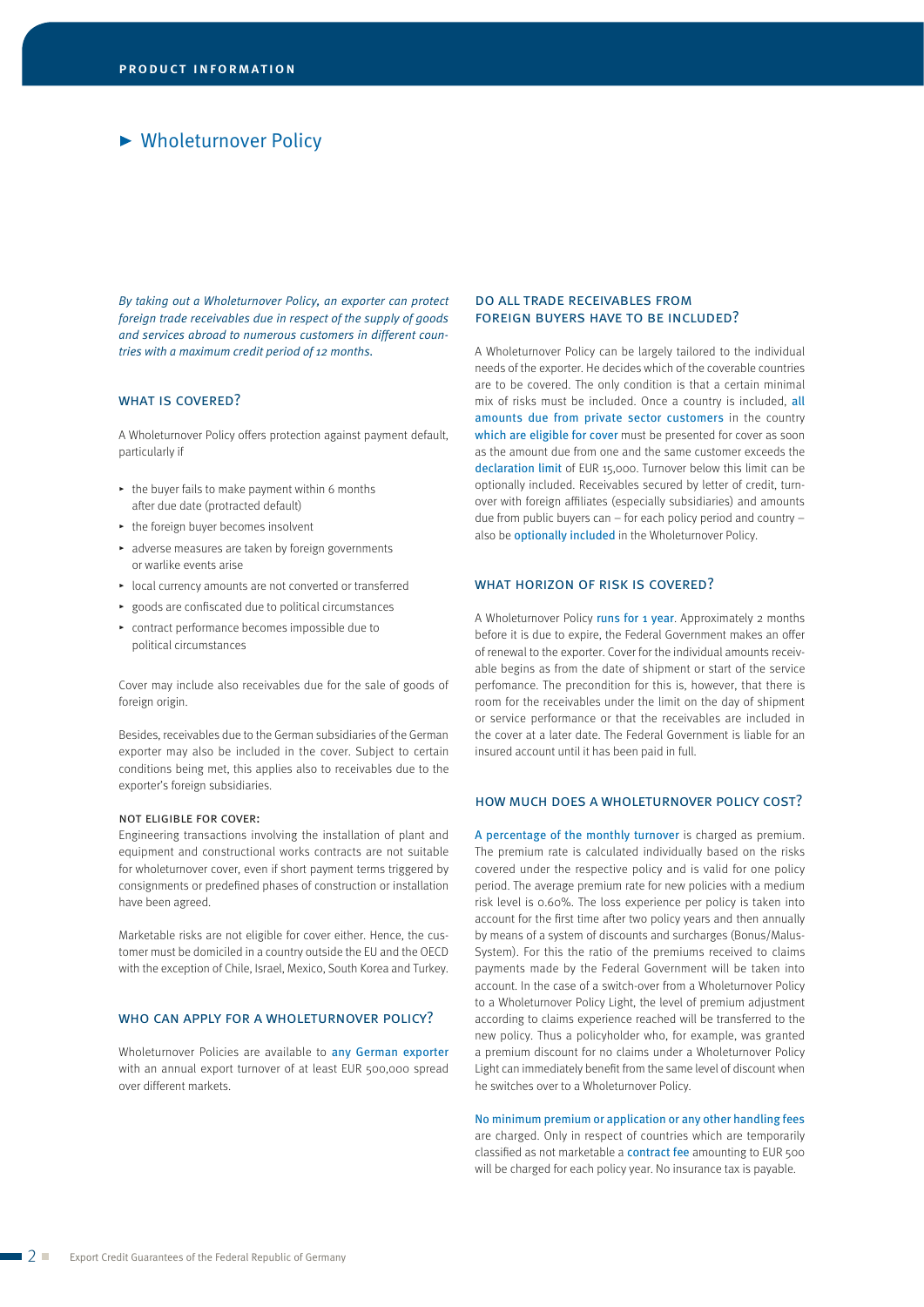# Wholeturnover Policy

*By taking out a Wholeturnover Policy, an exporter can protect foreign trade receivables due in respect of the supply of goods and services abroad to numerous customers in different countries with a maximum credit period of 12 months.*

## WHAT IS COVERED?

A Wholeturnover Policy offers protection against payment default, particularly if

- the buyer fails to make payment within 6 months after due date (protracted default)
- the foreign buyer becomes insolvent
- adverse measures are taken by foreign governments or warlike events arise
- local currency amounts are not converted or transferred
- goods are confiscated due to political circumstances
- contract performance becomes impossible due to political circumstances

Cover may include also receivables due for the sale of goods of foreign origin.

Besides, receivables due to the German subsidiaries of the German exporter may also be included in the cover. Subject to certain conditions being met, this applies also to receivables due to the exporter's foreign subsidiaries.

### NOT ELIGIBLE FOR COVER:

Engineering transactions involving the installation of plant and equipment and constructional works contracts are not suitable for wholeturnover cover, even if short payment terms triggered by consignments or predefined phases of construction or installation have been agreed.

Marketable risks are not eligible for cover either. Hence, the customer must be domiciled in a country outside the EU and the OECD with the exception of Chile, Israel, Mexico, South Korea and Turkey.

## WHO CAN APPLY FOR A WHOLETURNOVER POLICY?

Wholeturnover Policies are available to any German exporter with an annual export turnover of at least EUR 500,000 spread over different markets.

## DO ALL TRADE RECEIVABLES FROM FOREIGN BUYERS HAVE TO BE INCLUDED?

A Wholeturnover Policy can be largely tailored to the individual needs of the exporter. He decides which of the coverable countries are to be covered. The only condition is that a certain minimal mix of risks must be included. Once a country is included, all amounts due from private sector customers in the country which are eligible for cover must be presented for cover as soon as the amount due from one and the same customer exceeds the declaration limit of EUR 15,000. Turnover below this limit can be optionally included. Receivables secured by letter of credit, turnover with foreign affiliates (especially subsidiaries) and amounts due from public buyers can – for each policy period and country – also be optionally included in the Wholeturnover Policy.

## WHAT HORIZON OF RISK IS COVERED?

A Wholeturnover Policy runs for 1 year. Approximately 2 months before it is due to expire, the Federal Government makes an offer of renewal to the exporter. Cover for the individual amounts receivable begins as from the date of shipment or start of the service perfomance. The precondition for this is, however, that there is room for the receivables under the limit on the day of shipment or service performance or that the receivables are included in the cover at a later date. The Federal Government is liable for an insured account until it has been paid in full.

## HOW MUCH DOES A WHOLETURNOVER POLICY COST?

A percentage of the monthly turnover is charged as premium. The premium rate is calculated individually based on the risks covered under the respective policy and is valid for one policy period. The average premium rate for new policies with a medium risk level is 0.60%. The loss experience per policy is taken into account for the first time after two policy years and then annually by means of a system of discounts and surcharges (Bonus/Malus-System). For this the ratio of the premiums received to claims payments made by the Federal Government will be taken into account. In the case of a switch-over from a Wholeturnover Policy to a Wholeturnover Policy Light, the level of premium adjustment according to claims experience reached will be transferred to the new policy. Thus a policyholder who, for example, was granted a premium discount for no claims under a Wholeturnover Policy Light can immediately benefit from the same level of discount when he switches over to a Wholeturnover Policy.

No minimum premium or application or any other handling fees are charged. Only in respect of countries which are temporarily classified as not marketable a contract fee amounting to EUR 500 will be charged for each policy year. No insurance tax is payable.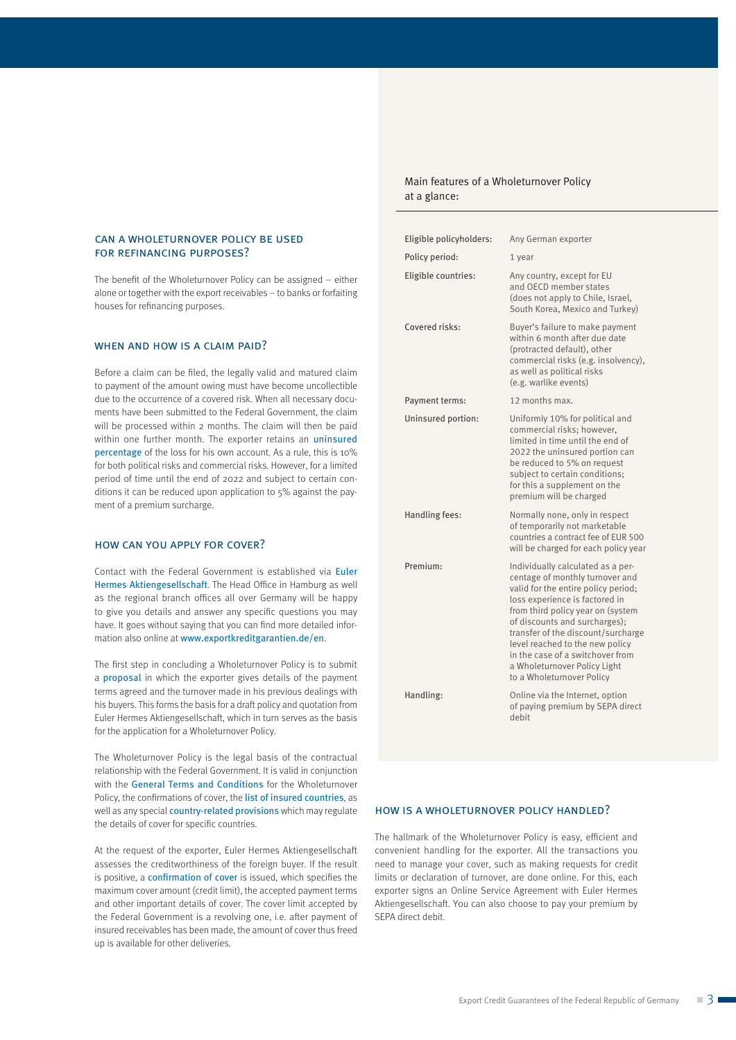## CAN A WHOLETURNOVER POLICY BE USED FOR REFINANCING PURPOSES?

The benefit of the Wholeturnover Policy can be assigned – either alone or together with the export receivables – to banks or forfaiting houses for refinancing purposes.

## WHEN AND HOW IS A CLAIM PAID?

Before a claim can be filed, the legally valid and matured claim to payment of the amount owing must have become uncollectible due to the occurrence of a covered risk. When all necessary documents have been submitted to the Federal Government, the claim will be processed within 2 months. The claim will then be paid within one further month. The exporter retains an uninsured percentage of the loss for his own account. As a rule, this is 10% for both political risks and commercial risks. However, for a limited period of time until the end of 2022 and subject to certain conditions it can be reduced upon application to 5% against the payment of a premium surcharge.

## HOW CAN YOU APPLY FOR COVER?

Contact with the Federal Government is established via Euler Hermes Aktiengesellschaft. The Head Office in Hamburg as well as the regional branch offices all over Germany will be happy to give you details and answer any specific questions you may have. It goes without saying that you can find more detailed information also online at www.exportkreditgarantien.de/en.

The first step in concluding a Wholeturnover Policy is to submit a proposal in which the exporter gives details of the payment terms agreed and the turnover made in his previous dealings with his buyers. This forms the basis for a draft policy and quotation from Euler Hermes Aktiengesellschaft, which in turn serves as the basis for the application for a Wholeturnover Policy.

The Wholeturnover Policy is the legal basis of the contractual relationship with the Federal Government. It is valid in conjunction with the General Terms and Conditions for the Wholeturnover Policy, the confirmations of cover, the list of insured countries, as well as any special country-related provisions which may regulate the details of cover for specific countries.

At the request of the exporter, Euler Hermes Aktiengesellschaft assesses the creditworthiness of the foreign buyer. If the result is positive, a confirmation of cover is issued, which specifies the maximum cover amount (credit limit), the accepted payment terms and other important details of cover. The cover limit accepted by the Federal Government is a revolving one, i.e. after payment of insured receivables has been made, the amount of cover thus freed up is available for other deliveries.

### Main features of a Wholeturnover Policy at a glance:

| | |
|---|---|
| Eligible policyholders: | Any German exporter |
| Policy period: | 1 year |
| Eligible countries: | Any country, except for EU and OECD member states (does not apply to Chile, Israel, South Korea, Mexico and Turkey) |
| Covered risks: | Buyer's failure to make payment within 6 month after due date (protracted default), other commercial risks (e.g. insolvency), as well as political risks (e.g. warlike events) |
| Payment terms: | 12 months max. |
| Uninsured portion: | Uniformly 10% for political and commercial risks; however, limited in time until the end of 2022 the uninsured portion can be reduced to 5% on request subject to certain conditions; for this a supplement on the premium will be charged |
| Handling fees: | Normally none, only in respect of temporarily not marketable countries a contract fee of EUR 500 will be charged for each policy year |
| Premium: | Individually calculated as a percentage of monthly turnover and valid for the entire policy period; loss experience is factored in from third policy year on (system of discounts and surcharges); transfer of the discount/surcharge level reached to the new policy in the case of a switchover from a Wholeturnover Policy Light to a Wholeturnover Policy |
| Handling: | Online via the Internet, option of paying premium by SEPA direct debit |

## HOW IS A WHOLETURNOVER POLICY HANDLED?

The hallmark of the Wholeturnover Policy is easy, efficient and convenient handling for the exporter. All the transactions you need to manage your cover, such as making requests for credit limits or declaration of turnover, are done online. For this, each exporter signs an Online Service Agreement with Euler Hermes Aktiengesellschaft. You can also choose to pay your premium by SEPA direct debit.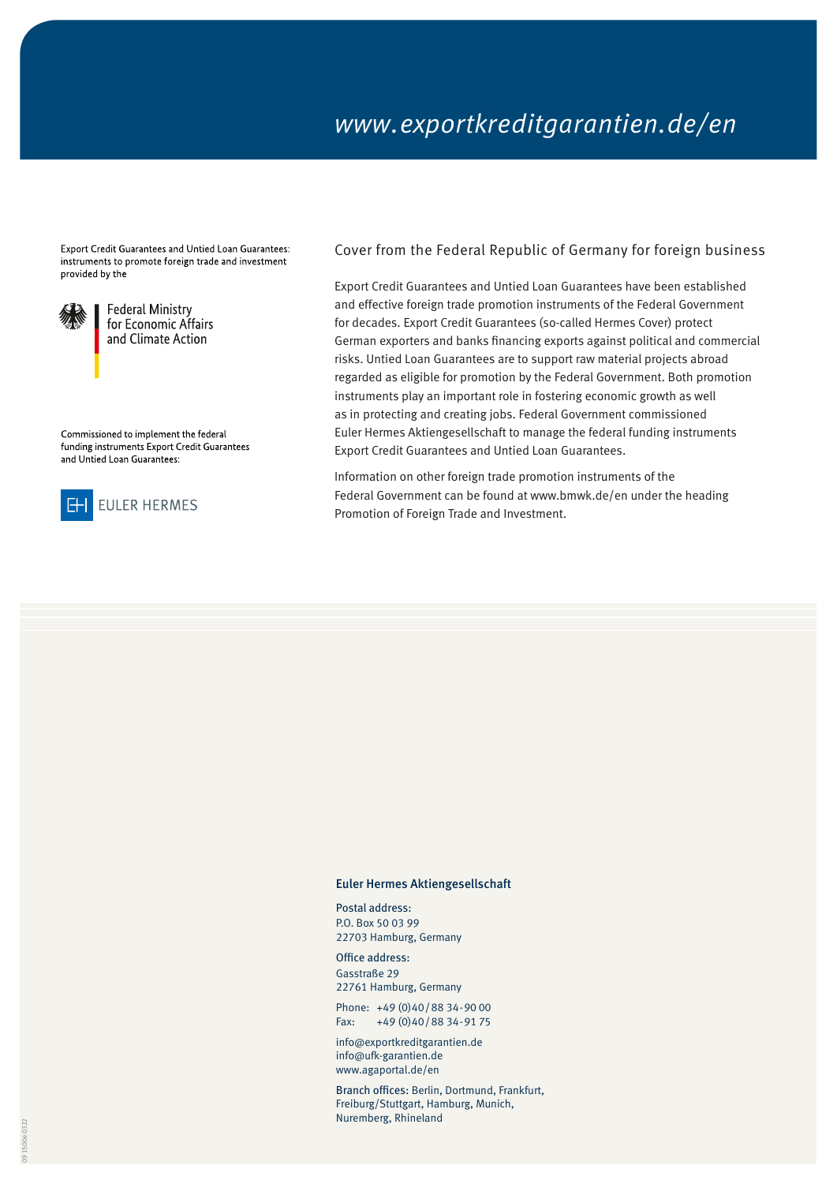*www.exportkreditgarantien.de/en*

Export Credit Guarantees and Untied Loan Guarantees: instruments to promote foreign trade and investment provided by the

Federal Ministry for Economic Affairs and Climate Action

Commissioned to implement the federal funding instruments Export Credit Guarantees and Untied Loan Guarantees:

EULER HERMES

## Cover from the Federal Republic of Germany for foreign business

Export Credit Guarantees and Untied Loan Guarantees have been established and effective foreign trade promotion instruments of the Federal Government for decades. Export Credit Guarantees (so-called Hermes Cover) protect German exporters and banks financing exports against political and commercial risks. Untied Loan Guarantees are to support raw material projects abroad regarded as eligible for promotion by the Federal Government. Both promotion instruments play an important role in fostering economic growth as well as in protecting and creating jobs. Federal Government commissioned Euler Hermes Aktiengesellschaft to manage the federal funding instruments Export Credit Guarantees and Untied Loan Guarantees.

Information on other foreign trade promotion instruments of the Federal Government can be found at www.bmwk.de/en under the heading Promotion of Foreign Trade and Investment.

**Euler Hermes Aktiengesellschaft**

Postal address:
P.O. Box 50 03 99
22703 Hamburg, Germany

Office address:
Gasstraße 29
22761 Hamburg, Germany

Phone: +49 (0)40 / 88 34-90 00
Fax: +49 (0)40 / 88 34-91 75

info@exportkreditgarantien.de
info@ufk-garantien.de
www.agaportal.de/en

Branch offices: Berlin, Dortmund, Frankfurt, Freiburg/Stuttgart, Hamburg, Munich, Nuremberg, Rhineland

09 1500e 0322